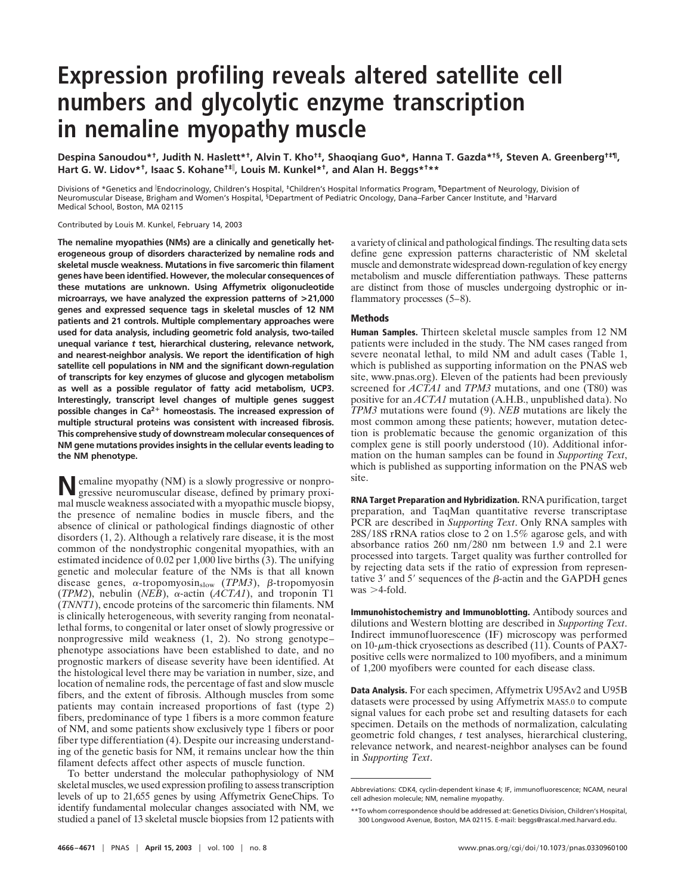# Expression profiling reveals altered satellite cell numbers and glycolytic enzyme transcription in nemaline myopathy muscle

Despina Sanoudou*[†], Judith N. Haslett*[†], Alvin T. Kho[†‡], Shaoqiang Guo*, Hanna T. Gazda*[†§], Steven A. Greenberg[†‡¶], Hart G. W. Lidov*[†], Isaac S. Kohane[†‡‖], Louis M. Kunkel*[†], and Alan H. Beggs*[†]**

Divisions of *Genetics and ‖Endocrinology, Children's Hospital, ‡Children's Hospital Informatics Program, ¶Department of Neurology, Division of Neuromuscular Disease, Brigham and Women's Hospital, §Department of Pediatric Oncology, Dana–Farber Cancer Institute, and †Harvard Medical School, Boston, MA 02115

Contributed by Louis M. Kunkel, February 14, 2003

**The nemaline myopathies (NMs) are a clinically and genetically heterogeneous group of disorders characterized by nemaline rods and skeletal muscle weakness. Mutations in five sarcomeric thin filament genes have been identified. However, the molecular consequences of these mutations are unknown. Using Affymetrix oligonucleotide microarrays, we have analyzed the expression patterns of >21,000 genes and expressed sequence tags in skeletal muscles of 12 NM patients and 21 controls. Multiple complementary approaches were used for data analysis, including geometric fold analysis, two-tailed unequal variance *t* test, hierarchical clustering, relevance network, and nearest-neighbor analysis. We report the identification of high satellite cell populations in NM and the significant down-regulation of transcripts for key enzymes of glucose and glycogen metabolism as well as a possible regulator of fatty acid metabolism, UCP3. Interestingly, transcript level changes of multiple genes suggest possible changes in $Ca^{2+}$ homeostasis. The increased expression of multiple structural proteins was consistent with increased fibrosis. This comprehensive study of downstream molecular consequences of NM gene mutations provides insights in the cellular events leading to the NM phenotype.**

Nemaline myopathy (NM) is a slowly progressive or nonprogressive neuromuscular disease, defined by primary proximal muscle weakness associated with a myopathic muscle biopsy, the presence of nemaline bodies in muscle fibers, and the absence of clinical or pathological findings diagnostic of other disorders (1, 2). Although a relatively rare disease, it is the most common of the nondystrophic congenital myopathies, with an estimated incidence of 0.02 per 1,000 live births (3). The unifying genetic and molecular feature of the NMs is that all known disease genes, α-tropomyosin$_{slow}$ (*TPM3*), β-tropomyosin (*TPM2*), nebulin (*NEB*), α-actin (*ACTA1*), and troponin T1 (*TNNT1*), encode proteins of the sarcomeric thin filaments. NM is clinically heterogeneous, with severity ranging from neonatal-lethal forms, to congenital or later onset of slowly progressive or nonprogressive mild weakness (1, 2). No strong genotype–phenotype associations have been established to date, and no prognostic markers of disease severity have been identified. At the histological level there may be variation in number, size, and location of nemaline rods, the percentage of fast and slow muscle fibers, and the extent of fibrosis. Although muscles from some patients may contain increased proportions of fast (type 2) fibers, predominance of type 1 fibers is a more common feature of NM, and some patients show exclusively type 1 fibers or poor fiber type differentiation (4). Despite our increasing understanding of the genetic basis for NM, it remains unclear how the thin filament defects affect other aspects of muscle function.

To better understand the molecular pathophysiology of NM skeletal muscles, we used expression profiling to assess transcription levels of up to 21,655 genes by using Affymetrix GeneChips. To identify fundamental molecular changes associated with NM, we studied a panel of 13 skeletal muscle biopsies from 12 patients with a variety of clinical and pathological findings. The resulting data sets define gene expression patterns characteristic of NM skeletal muscle and demonstrate widespread down-regulation of key energy metabolism and muscle differentiation pathways. These patterns are distinct from those of muscles undergoing dystrophic or inflammatory processes (5–8).

## Methods

**Human Samples.** Thirteen skeletal muscle samples from 12 NM patients were included in the study. The NM cases ranged from severe neonatal lethal, to mild NM and adult cases (Table 1, which is published as supporting information on the PNAS web site, www.pnas.org). Eleven of the patients had been previously screened for *ACTA1* and *TPM3* mutations, and one (T80) was positive for an *ACTA1* mutation (A.H.B., unpublished data). No *TPM3* mutations were found (9). *NEB* mutations are likely the most common among these patients; however, mutation detection is problematic because the genomic organization of this complex gene is still poorly understood (10). Additional information on the human samples can be found in *Supporting Text*, which is published as supporting information on the PNAS web site.

**RNA Target Preparation and Hybridization.** RNA purification, target preparation, and TaqMan quantitative reverse transcriptase PCR are described in *Supporting Text*. Only RNA samples with 28S/18S rRNA ratios close to 2 on 1.5% agarose gels, and with absorbance ratios 260 nm/280 nm between 1.9 and 2.1 were processed into targets. Target quality was further controlled for by rejecting data sets if the ratio of expression from representative 3′ and 5′ sequences of the β-actin and the GAPDH genes was >4-fold.

**Immunohistochemistry and Immunoblotting.** Antibody sources and dilutions and Western blotting are described in *Supporting Text*. Indirect immunofluorescence (IF) microscopy was performed on 10-μm-thick cryosections as described (11). Counts of PAX7-positive cells were normalized to 100 myofibers, and a minimum of 1,200 myofibers were counted for each disease class.

**Data Analysis.** For each specimen, Affymetrix U95Av2 and U95B datasets were processed by using Affymetrix MAS5.0 to compute signal values for each probe set and resulting datasets for each specimen. Details on the methods of normalization, calculating geometric fold changes, *t* test analyses, hierarchical clustering, relevance network, and nearest-neighbor analyses can be found in *Supporting Text*.

Abbreviations: CDK4, cyclin-dependent kinase 4; IF, immunofluorescence; NCAM, neural cell adhesion molecule; NM, nemaline myopathy.

**To whom correspondence should be addressed at: Genetics Division, Children's Hospital, 300 Longwood Avenue, Boston, MA 02115. E-mail: beggs@rascal.med.harvard.edu.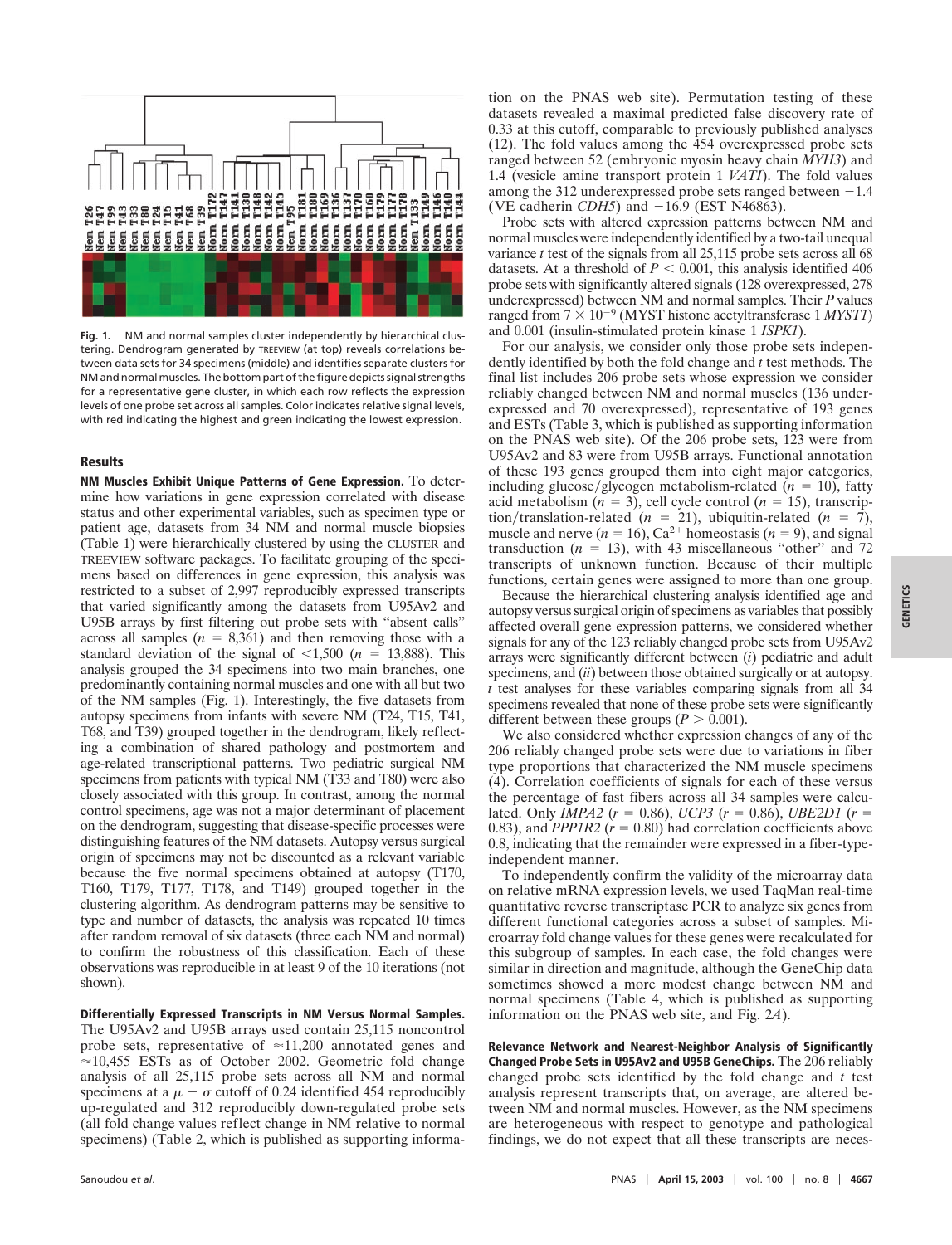Fig. 1. NM and normal samples cluster independently by hierarchical clustering. Dendrogram generated by TREEVIEW (at top) reveals correlations between data sets for 34 specimens (middle) and identifies separate clusters for NM and normal muscles. The bottom part of the figure depicts signal strengths for a representative gene cluster, in which each row reflects the expression levels of one probe set across all samples. Color indicates relative signal levels, with red indicating the highest and green indicating the lowest expression.

## Results

**NM Muscles Exhibit Unique Patterns of Gene Expression.** To determine how variations in gene expression correlated with disease status and other experimental variables, such as specimen type or patient age, datasets from 34 NM and normal muscle biopsies (Table 1) were hierarchically clustered by using the CLUSTER and TREEVIEW software packages. To facilitate grouping of the specimens based on differences in gene expression, this analysis was restricted to a subset of 2,997 reproducibly expressed transcripts that varied significantly among the datasets from U95Av2 and U95B arrays by first filtering out probe sets with "absent calls" across all samples ($n$ = 8,361) and then removing those with a standard deviation of the signal of <1,500 ($n$ = 13,888). This analysis grouped the 34 specimens into two main branches, one predominantly containing normal muscles and one with all but two of the NM samples (Fig. 1). Interestingly, the five datasets from autopsy specimens from infants with severe NM (T24, T15, T41, T68, and T39) grouped together in the dendrogram, likely reflecting a combination of shared pathology and postmortem and age-related transcriptional patterns. Two pediatric surgical NM specimens from patients with typical NM (T33 and T80) were also closely associated with this group. In contrast, among the normal control specimens, age was not a major determinant of placement on the dendrogram, suggesting that disease-specific processes were distinguishing features of the NM datasets. Autopsy versus surgical origin of specimens may not be discounted as a relevant variable because the five normal specimens obtained at autopsy (T170, T160, T179, T177, T178, and T149) grouped together in the clustering algorithm. As dendrogram patterns may be sensitive to type and number of datasets, the analysis was repeated 10 times after random removal of six datasets (three each NM and normal) to confirm the robustness of this classification. Each of these observations was reproducible in at least 9 of the 10 iterations (not shown).

**Differentially Expressed Transcripts in NM Versus Normal Samples.** The U95Av2 and U95B arrays used contain 25,115 noncontrol probe sets, representative of ≈11,200 annotated genes and ≈10,455 ESTs as of October 2002. Geometric fold change analysis of all 25,115 probe sets across all NM and normal specimens at a $\mu - \sigma$ cutoff of 0.24 identified 454 reproducibly up-regulated and 312 reproducibly down-regulated probe sets (all fold change values reflect change in NM relative to normal specimens) (Table 2, which is published as supporting information on the PNAS web site). Permutation testing of these datasets revealed a maximal predicted false discovery rate of 0.33 at this cutoff, comparable to previously published analyses (12). The fold values among the 454 overexpressed probe sets ranged between 52 (embryonic myosin heavy chain *MYH3*) and 1.4 (vesicle amine transport protein 1 *VAT1*). The fold values among the 312 underexpressed probe sets ranged between −1.4 (VE cadherin *CDH5*) and −16.9 (EST N46863).

Probe sets with altered expression patterns between NM and normal muscles were independently identified by a two-tail unequal variance $t$ test of the signals from all 25,115 probe sets across all 68 datasets. At a threshold of $P < 0.001$, this analysis identified 406 probe sets with significantly altered signals (128 overexpressed, 278 underexpressed) between NM and normal samples. Their $P$ values ranged from $7 \times 10^{-9}$ (MYST histone acetyltransferase 1 *MYST1*) and 0.001 (insulin-stimulated protein kinase 1 *ISPK1*).

For our analysis, we consider only those probe sets independently identified by both the fold change and $t$ test methods. The final list includes 206 probe sets whose expression we consider reliably changed between NM and normal muscles (136 underexpressed and 70 overexpressed), representative of 193 genes and ESTs (Table 3, which is published as supporting information on the PNAS web site). Of the 206 probe sets, 123 were from U95Av2 and 83 were from U95B arrays. Functional annotation of these 193 genes grouped them into eight major categories, including glucose/glycogen metabolism-related ($n$ = 10), fatty acid metabolism ($n$ = 3), cell cycle control ($n$ = 15), transcription/translation-related ($n$ = 21), ubiquitin-related ($n$ = 7), muscle and nerve ($n$ = 16), $Ca^{2+}$ homeostasis ($n$ = 9), and signal transduction ($n$ = 13), with 43 miscellaneous "other" and 72 transcripts of unknown function. Because of their multiple functions, certain genes were assigned to more than one group.

Because the hierarchical clustering analysis identified age and autopsy versus surgical origin of specimens as variables that possibly affected overall gene expression patterns, we considered whether signals for any of the 123 reliably changed probe sets from U95Av2 arrays were significantly different between (*i*) pediatric and adult specimens, and (*ii*) between those obtained surgically or at autopsy. $t$ test analyses for these variables comparing signals from all 34 specimens revealed that none of these probe sets were significantly different between these groups ($P > 0.001$).

We also considered whether expression changes of any of the 206 reliably changed probe sets were due to variations in fiber type proportions that characterized the NM muscle specimens (4). Correlation coefficients of signals for each of these versus the percentage of fast fibers across all 34 samples were calculated. Only *IMPA2* ($r$ = 0.86), *UCP3* ($r$ = 0.86), *UBE2D1* ($r$ = 0.83), and *PPP1R2* ($r$ = 0.80) had correlation coefficients above 0.8, indicating that the remainder were expressed in a fiber-type-independent manner.

To independently confirm the validity of the microarray data on relative mRNA expression levels, we used TaqMan real-time quantitative reverse transcriptase PCR to analyze six genes from different functional categories across a subset of samples. Microarray fold change values for these genes were recalculated for this subgroup of samples. In each case, the fold changes were similar in direction and magnitude, although the GeneChip data sometimes showed a more modest change between NM and normal specimens (Table 4, which is published as supporting information on the PNAS web site, and Fig. 2*A*).

**Relevance Network and Nearest-Neighbor Analysis of Significantly Changed Probe Sets in U95Av2 and U95B GeneChips.** The 206 reliably changed probe sets identified by the fold change and $t$ test analysis represent transcripts that, on average, are altered between NM and normal muscles. However, as the NM specimens are heterogeneous with respect to genotype and pathological findings, we do not expect that all these transcripts are neces-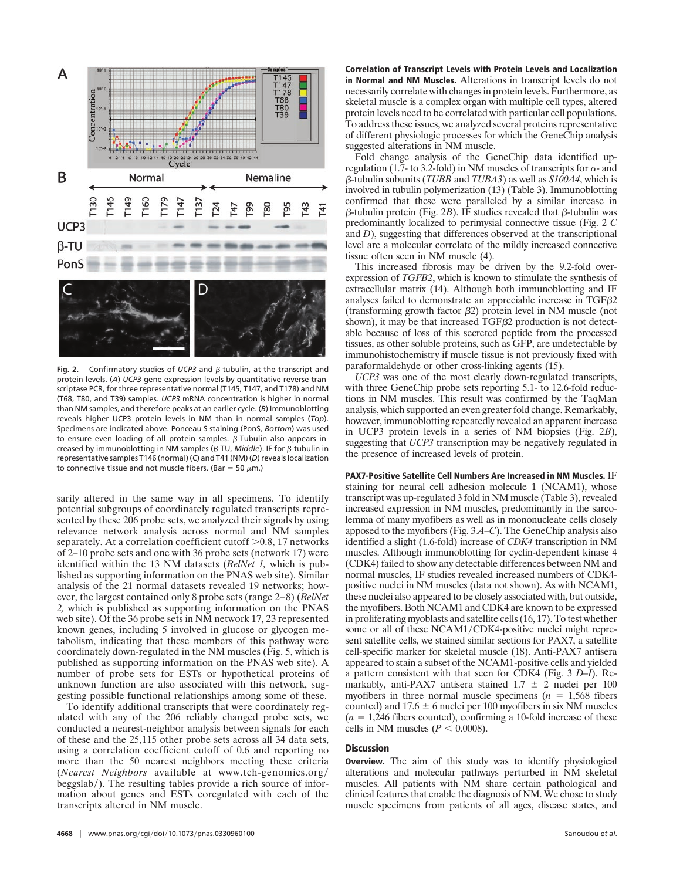Fig. 2. Confirmatory studies of *UCP3* and β-tubulin, at the transcript and protein levels. (*A*) *UCP3* gene expression levels by quantitative reverse transcriptase PCR, for three representative normal (T145, T147, and T178) and NM (T68, T80, and T39) samples. *UCP3* mRNA concentration is higher in normal than NM samples, and therefore peaks at an earlier cycle. (*B*) Immunoblotting reveals higher UCP3 protein levels in NM than in normal samples (*Top*). Specimens are indicated above. Ponceau S staining (PonS, *Bottom*) was used to ensure even loading of all protein samples. β-Tubulin also appears increased by immunoblotting in NM samples (β-TU, *Middle*). IF for β-tubulin in representative samples T146 (normal) (*C*) and T41 (NM) (*D*) reveals localization to connective tissue and not muscle fibers. (Bar = 50 μm.)

sarily altered in the same way in all specimens. To identify potential subgroups of coordinately regulated transcripts represented by these 206 probe sets, we analyzed their signals by using relevance network analysis across normal and NM samples separately. At a correlation coefficient cutoff >0.8, 17 networks of 2–10 probe sets and one with 36 probe sets (network 17) were identified within the 13 NM datasets (*RelNet 1,* which is published as supporting information on the PNAS web site). Similar analysis of the 21 normal datasets revealed 19 networks; however, the largest contained only 8 probe sets (range 2–8) (*RelNet 2,* which is published as supporting information on the PNAS web site). Of the 36 probe sets in NM network 17, 23 represented known genes, including 5 involved in glucose or glycogen metabolism, indicating that these members of this pathway were coordinately down-regulated in the NM muscles (Fig. 5, which is published as supporting information on the PNAS web site). A number of probe sets for ESTs or hypothetical proteins of unknown function are also associated with this network, suggesting possible functional relationships among some of these.

To identify additional transcripts that were coordinately regulated with any of the 206 reliably changed probe sets, we conducted a nearest-neighbor analysis between signals for each of these and the 25,115 other probe sets across all 34 data sets, using a correlation coefficient cutoff of 0.6 and reporting no more than the 50 nearest neighbors meeting these criteria (*Nearest Neighbors* available at www.tch-genomics.org/beggslab/). The resulting tables provide a rich source of information about genes and ESTs coregulated with each of the transcripts altered in NM muscle.

**Correlation of Transcript Levels with Protein Levels and Localization in Normal and NM Muscles.** Alterations in transcript levels do not necessarily correlate with changes in protein levels. Furthermore, as skeletal muscle is a complex organ with multiple cell types, altered protein levels need to be correlated with particular cell populations. To address these issues, we analyzed several proteins representative of different physiologic processes for which the GeneChip analysis suggested alterations in NM muscle.

Fold change analysis of the GeneChip data identified up-regulation (1.7- to 3.2-fold) in NM muscles of transcripts for α- and β-tubulin subunits (*TUBB* and *TUBA3*) as well as *S100A4*, which is involved in tubulin polymerization (13) (Table 3). Immunoblotting confirmed that these were paralleled by a similar increase in β-tubulin protein (Fig. 2*B*). IF studies revealed that β-tubulin was predominantly localized to perimysial connective tissue (Fig. 2 *C* and *D*), suggesting that differences observed at the transcriptional level are a molecular correlate of the mildly increased connective tissue often seen in NM muscle (4).

This increased fibrosis may be driven by the 9.2-fold overexpression of *TGFB2*, which is known to stimulate the synthesis of extracellular matrix (14). Although both immunoblotting and IF analyses failed to demonstrate an appreciable increase in TGFβ2 (transforming growth factor β2) protein level in NM muscle (not shown), it may be that increased TGFβ2 production is not detectable because of loss of this secreted peptide from the processed tissues, as other soluble proteins, such as GFP, are undetectable by immunohistochemistry if muscle tissue is not previously fixed with paraformaldehyde or other cross-linking agents (15).

*UCP3* was one of the most clearly down-regulated transcripts, with three GeneChip probe sets reporting 5.1- to 12.6-fold reductions in NM muscles. This result was confirmed by the TaqMan analysis, which supported an even greater fold change. Remarkably, however, immunoblotting repeatedly revealed an apparent increase in UCP3 protein levels in a series of NM biopsies (Fig. 2*B*), suggesting that *UCP3* transcription may be negatively regulated in the presence of increased levels of protein.

**PAX7-Positive Satellite Cell Numbers Are Increased in NM Muscles.** IF staining for neural cell adhesion molecule 1 (NCAM1), whose transcript was up-regulated 3 fold in NM muscle (Table 3), revealed increased expression in NM muscles, predominantly in the sarcolemma of many myofibers as well as in mononucleate cells closely apposed to the myofibers (Fig. 3 *A*–*C*). The GeneChip analysis also identified a slight (1.6-fold) increase of *CDK4* transcription in NM muscles. Although immunoblotting for cyclin-dependent kinase 4 (CDK4) failed to show any detectable differences between NM and normal muscles, IF studies revealed increased numbers of CDK4-positive nuclei in NM muscles (data not shown). As with NCAM1, these nuclei also appeared to be closely associated with, but outside, the myofibers. Both NCAM1 and CDK4 are known to be expressed in proliferating myoblasts and satellite cells (16, 17). To test whether some or all of these NCAM1/CDK4-positive nuclei might represent satellite cells, we stained similar sections for PAX7, a satellite cell-specific marker for skeletal muscle (18). Anti-PAX7 antisera appeared to stain a subset of the NCAM1-positive cells and yielded a pattern consistent with that seen for CDK4 (Fig. 3 *D*–*I*). Remarkably, anti-PAX7 antisera stained 1.7 ± 2 nuclei per 100 myofibers in three normal muscle specimens ($n$ = 1,568 fibers counted) and 17.6 ± 6 nuclei per 100 myofibers in six NM muscles ($n$ = 1,246 fibers counted), confirming a 10-fold increase of these cells in NM muscles ($P < 0.0008$).

## Discussion

**Overview.** The aim of this study was to identify physiological alterations and molecular pathways perturbed in NM skeletal muscles. All patients with NM share certain pathological and clinical features that enable the diagnosis of NM. We chose to study muscle specimens from patients of all ages, disease states, and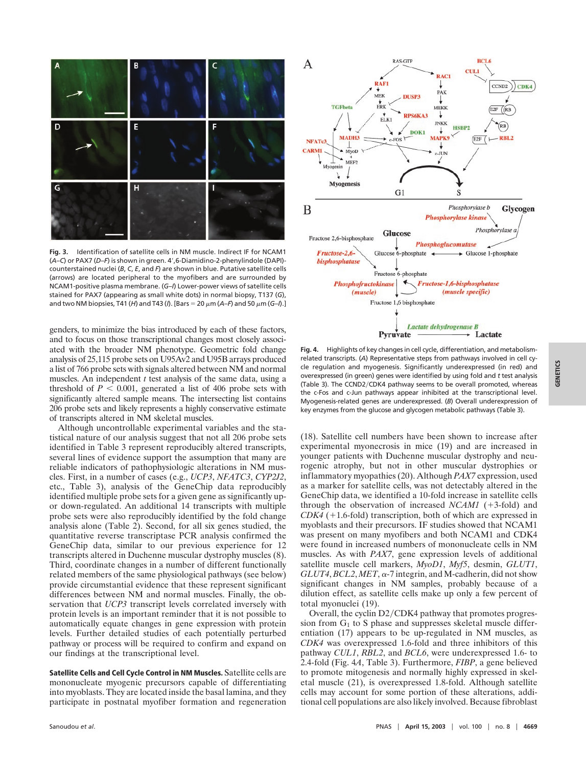**Fig. 3.** Identification of satellite cells in NM muscle. Indirect IF for NCAM1 (*A–C*) or PAX7 (*D–F*) is shown in green. 4′,6-Diamidino-2-phenylindole (DAPI)-counterstained nuclei (*B*, *C*, *E*, and *F*) are shown in blue. Putative satellite cells (arrows) are located peripheral to the myofibers and are surrounded by NCAM1-positive plasma membrane. (*G–I*) Lower-power views of satellite cells stained for PAX7 (appearing as small white dots) in normal biopsy, T137 (*G*), and two NM biopsies, T41 (*H*) and T43 (*I*). [Bars = 20 μm (*A–F*) and 50 μm (*G–I*).]

genders, to minimize the bias introduced by each of these factors, and to focus on those transcriptional changes most closely associated with the broader NM phenotype. Geometric fold change analysis of 25,115 probe sets on U95Av2 and U95B arrays produced a list of 766 probe sets with signals altered between NM and normal muscles. An independent *t* test analysis of the same data, using a threshold of $P < 0.001$, generated a list of 406 probe sets with significantly altered sample means. The intersecting list contains 206 probe sets and likely represents a highly conservative estimate of transcripts altered in NM skeletal muscles.

Although uncontrollable experimental variables and the statistical nature of our analysis suggest that not all 206 probe sets identified in Table 3 represent reproducibly altered transcripts, several lines of evidence support the assumption that many are reliable indicators of pathophysiologic alterations in NM muscles. First, in a number of cases (e.g., *UCP3*, *NFATC3*, *CYP2J2*, etc., Table 3), analysis of the GeneChip data reproducibly identified multiple probe sets for a given gene as significantly up- or down-regulated. An additional 14 transcripts with multiple probe sets were also reproducibly identified by the fold change analysis alone (Table 2). Second, for all six genes studied, the quantitative reverse transcriptase PCR analysis confirmed the GeneChip data, similar to our previous experience for 12 transcripts altered in Duchenne muscular dystrophy muscles (8). Third, coordinate changes in a number of different functionally related members of the same physiological pathways (see below) provide circumstantial evidence that these represent significant differences between NM and normal muscles. Finally, the observation that *UCP3* transcript levels correlated inversely with protein levels is an important reminder that it is not possible to automatically equate changes in gene expression with protein levels. Further detailed studies of each potentially perturbed pathway or process will be required to confirm and expand on our findings at the transcriptional level.

**Satellite Cells and Cell Cycle Control in NM Muscles.** Satellite cells are mononucleate myogenic precursors capable of differentiating into myoblasts. They are located inside the basal lamina, and they participate in postnatal myofiber formation and regeneration (18). Satellite cell numbers have been shown to increase after experimental myonecrosis in mice (19) and are increased in younger patients with Duchenne muscular dystrophy and neurogenic atrophy, but not in other muscular dystrophies or inflammatory myopathies (20). Although *PAX7* expression, used as a marker for satellite cells, was not detectably altered in the GeneChip data, we identified a 10-fold increase in satellite cells through the observation of increased *NCAM1* (+3-fold) and *CDK4* (+1.6-fold) transcription, both of which are expressed in myoblasts and their precursors. IF studies showed that NCAM1 was present on many myofibers and both NCAM1 and CDK4 were found in increased numbers of mononucleate cells in NM muscles. As with *PAX7*, gene expression levels of additional satellite muscle cell markers, *MyoD1*, *Myf5*, desmin, *GLUT1*, *GLUT4*, *BCL2*, *MET*, α-7 integrin, and M-cadherin, did not show significant changes in NM samples, probably because of a dilution effect, as satellite cells make up only a few percent of total myonuclei (19).

**Fig. 4.** Highlights of key changes in cell cycle, differentiation, and metabolism-related transcripts. (*A*) Representative steps from pathways involved in cell cycle regulation and myogenesis. Significantly underexpressed (in red) and overexpressed (in green) genes were identified by using fold and *t* test analysis (Table 3). The CCND2/CDK4 pathway seems to be overall promoted, whereas the c-Fos and c-Jun pathways appear inhibited at the transcriptional level. Myogenesis-related genes are underexpressed. (*B*) Overall underexpression of key enzymes from the glucose and glycogen metabolic pathways (Table 3).

Overall, the cyclin D2/CDK4 pathway that promotes progression from $G_1$ to S phase and suppresses skeletal muscle differentiation (17) appears to be up-regulated in NM muscles, as *CDK4* was overexpressed 1.6-fold and three inhibitors of this pathway *CUL1*, *RBL2*, and *BCL6*, were underexpressed 1.6- to 2.4-fold (Fig. 4*A*, Table 3). Furthermore, *FIBP*, a gene believed to promote mitogenesis and normally highly expressed in skeletal muscle (21), is overexpressed 1.8-fold. Although satellite cells may account for some portion of these alterations, additional cell populations are also likely involved. Because fibroblast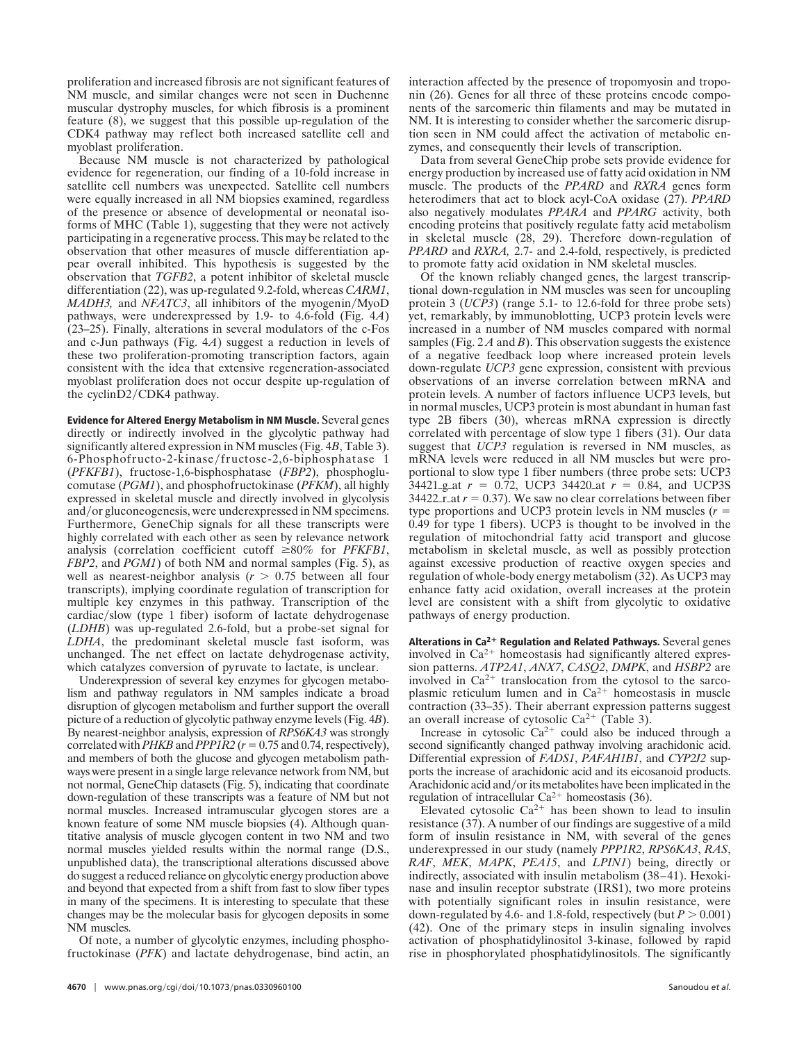proliferation and increased fibrosis are not significant features of NM muscle, and similar changes were not seen in Duchenne muscular dystrophy muscles, for which fibrosis is a prominent feature (8), we suggest that this possible up-regulation of the CDK4 pathway may reflect both increased satellite cell and myoblast proliferation.

Because NM muscle is not characterized by pathological evidence for regeneration, our finding of a 10-fold increase in satellite cell numbers was unexpected. Satellite cell numbers were equally increased in all NM biopsies examined, regardless of the presence or absence of developmental or neonatal isoforms of MHC (Table 1), suggesting that they were not actively participating in a regenerative process. This may be related to the observation that other measures of muscle differentiation appear overall inhibited. This hypothesis is suggested by the observation that *TGFB2*, a potent inhibitor of skeletal muscle differentiation (22), was up-regulated 9.2-fold, whereas *CARM1*, *MADH3,* and *NFATC3*, all inhibitors of the myogenin/MyoD pathways, were underexpressed by 1.9- to 4.6-fold (Fig. 4*A*) (23–25). Finally, alterations in several modulators of the c-Fos and c-Jun pathways (Fig. 4*A*) suggest a reduction in levels of these two proliferation-promoting transcription factors, again consistent with the idea that extensive regeneration-associated myoblast proliferation does not occur despite up-regulation of the cyclinD2/CDK4 pathway.

**Evidence for Altered Energy Metabolism in NM Muscle.** Several genes directly or indirectly involved in the glycolytic pathway had significantly altered expression in NM muscles (Fig. 4*B*, Table 3). 6-Phosphofructo-2-kinase/fructose-2,6-biphosphatase 1 (*PFKFB1*), fructose-1,6-bisphosphatase (*FBP2*), phosphoglucomutase (*PGM1*), and phosphofructokinase (*PFKM*), all highly expressed in skeletal muscle and directly involved in glycolysis and/or gluconeogenesis, were underexpressed in NM specimens. Furthermore, GeneChip signals for all these transcripts were highly correlated with each other as seen by relevance network analysis (correlation coefficient cutoff $\geq$80% for *PFKFB1*, *FBP2*, and *PGM1*) of both NM and normal samples (Fig. 5), as well as nearest-neighbor analysis ($r > 0.75$ between all four transcripts), implying coordinate regulation of transcription for multiple key enzymes in this pathway. Transcription of the cardiac/slow (type 1 fiber) isoform of lactate dehydrogenase (*LDHB*) was up-regulated 2.6-fold, but a probe-set signal for *LDHA*, the predominant skeletal muscle fast isoform, was unchanged. The net effect on lactate dehydrogenase activity, which catalyzes conversion of pyruvate to lactate, is unclear.

Underexpression of several key enzymes for glycogen metabolism and pathway regulators in NM samples indicate a broad disruption of glycogen metabolism and further support the overall picture of a reduction of glycolytic pathway enzyme levels (Fig. 4*B*). By nearest-neighbor analysis, expression of *RPS6KA3* was strongly correlated with *PHKB* and *PPP1R2* ($r = 0.75$ and 0.74, respectively), and members of both the glucose and glycogen metabolism pathways were present in a single large relevance network from NM, but not normal, GeneChip datasets (Fig. 5), indicating that coordinate down-regulation of these transcripts was a feature of NM but not normal muscles. Increased intramuscular glycogen stores are a known feature of some NM muscle biopsies (4). Although quantitative analysis of muscle glycogen content in two NM and two normal muscles yielded results within the normal range (D.S., unpublished data), the transcriptional alterations discussed above do suggest a reduced reliance on glycolytic energy production above and beyond that expected from a shift from fast to slow fiber types in many of the specimens. It is interesting to speculate that these changes may be the molecular basis for glycogen deposits in some NM muscles.

Of note, a number of glycolytic enzymes, including phosphofructokinase (*PFK*) and lactate dehydrogenase, bind actin, an interaction affected by the presence of tropomyosin and troponin (26). Genes for all three of these proteins encode components of the sarcomeric thin filaments and may be mutated in NM. It is interesting to consider whether the sarcomeric disruption seen in NM could affect the activation of metabolic enzymes, and consequently their levels of transcription.

Data from several GeneChip probe sets provide evidence for energy production by increased use of fatty acid oxidation in NM muscle. The products of the *PPARD* and *RXRA* genes form heterodimers that act to block acyl-CoA oxidase (27). *PPARD* also negatively modulates *PPARA* and *PPARG* activity, both encoding proteins that positively regulate fatty acid metabolism in skeletal muscle (28, 29). Therefore down-regulation of *PPARD* and *RXRA,* 2.7- and 2.4-fold, respectively, is predicted to promote fatty acid oxidation in NM skeletal muscles.

Of the known reliably changed genes, the largest transcriptional down-regulation in NM muscles was seen for uncoupling protein 3 (*UCP3*) (range 5.1- to 12.6-fold for three probe sets) yet, remarkably, by immunoblotting, UCP3 protein levels were increased in a number of NM muscles compared with normal samples (Fig. 2 *A* and *B*). This observation suggests the existence of a negative feedback loop where increased protein levels down-regulate *UCP3* gene expression, consistent with previous observations of an inverse correlation between mRNA and protein levels. A number of factors influence UCP3 levels, but in normal muscles, UCP3 protein is most abundant in human fast type 2B fibers (30), whereas mRNA expression is directly correlated with percentage of slow type 1 fibers (31). Our data suggest that *UCP3* regulation is reversed in NM muscles, as mRNA levels were reduced in all NM muscles but were proportional to slow type 1 fiber numbers (three probe sets: UCP3 34421_g_at $r = 0.72$, UCP3 34420_at $r = 0.84$, and UCP3S 34422_r_at $r = 0.37$). We saw no clear correlations between fiber type proportions and UCP3 protein levels in NM muscles ($r = 0.49$ for type 1 fibers). UCP3 is thought to be involved in the regulation of mitochondrial fatty acid transport and glucose metabolism in skeletal muscle, as well as possibly protection against excessive production of reactive oxygen species and regulation of whole-body energy metabolism (32). As UCP3 may enhance fatty acid oxidation, overall increases at the protein level are consistent with a shift from glycolytic to oxidative pathways of energy production.

**Alterations in $Ca^{2+}$ Regulation and Related Pathways.** Several genes involved in $Ca^{2+}$ homeostasis had significantly altered expression patterns. *ATP2A1*, *ANX7*, *CASQ2*, *DMPK*, and *HSBP2* are involved in $Ca^{2+}$ translocation from the cytosol to the sarcoplasmic reticulum lumen and in $Ca^{2+}$ homeostasis in muscle contraction (33–35). Their aberrant expression patterns suggest an overall increase of cytosolic $Ca^{2+}$ (Table 3).

Increase in cytosolic $Ca^{2+}$ could also be induced through a second significantly changed pathway involving arachidonic acid. Differential expression of *FADS1*, *PAFAH1B1*, and *CYP2J2* supports the increase of arachidonic acid and its eicosanoid products. Arachidonic acid and/or its metabolites have been implicated in the regulation of intracellular $Ca^{2+}$ homeostasis (36).

Elevated cytosolic $Ca^{2+}$ has been shown to lead to insulin resistance (37). A number of our findings are suggestive of a mild form of insulin resistance in NM, with several of the genes underexpressed in our study (namely *PPP1R2*, *RPS6KA3*, *RAS*, *RAF*, *MEK*, *MAPK*, *PEA15*, and *LPIN1*) being, directly or indirectly, associated with insulin metabolism (38–41). Hexokinase and insulin receptor substrate (IRS1), two more proteins with potentially significant roles in insulin resistance, were down-regulated by 4.6- and 1.8-fold, respectively (but $P > 0.001$) (42). One of the primary steps in insulin signaling involves activation of phosphatidylinositol 3-kinase, followed by rapid rise in phosphorylated phosphatidylinositols. The significantly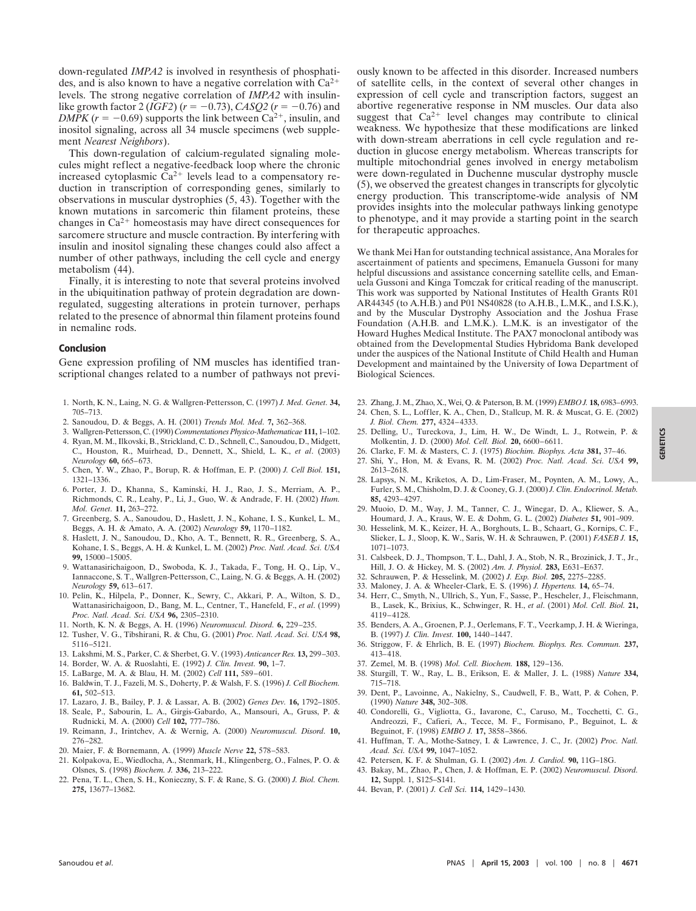down-regulated *IMPA2* is involved in resynthesis of phosphatides, and is also known to have a negative correlation with $Ca^{2+}$ levels. The strong negative correlation of *IMPA2* with insulin-like growth factor 2 (*IGF2*) ($r = -0.73$), *CASQ2* ($r = -0.76$) and *DMPK* ($r = -0.69$) supports the link between $Ca^{2+}$, insulin, and inositol signaling, across all 34 muscle specimens (web supplement *Nearest Neighbors*).

This down-regulation of calcium-regulated signaling molecules might reflect a negative-feedback loop where the chronic increased cytoplasmic $Ca^{2+}$ levels lead to a compensatory reduction in transcription of corresponding genes, similarly to observations in muscular dystrophies (5, 43). Together with the known mutations in sarcomeric thin filament proteins, these changes in $Ca^{2+}$ homeostasis may have direct consequences for sarcomere structure and muscle contraction. By interfering with insulin and inositol signaling these changes could also affect a number of other pathways, including the cell cycle and energy metabolism (44).

Finally, it is interesting to note that several proteins involved in the ubiquitination pathway of protein degradation are down-regulated, suggesting alterations in protein turnover, perhaps related to the presence of abnormal thin filament proteins found in nemaline rods.

## Conclusion

Gene expression profiling of NM muscles has identified transcriptional changes related to a number of pathways not previously known to be affected in this disorder. Increased numbers of satellite cells, in the context of several other changes in expression of cell cycle and transcription factors, suggest an abortive regenerative response in NM muscles. Our data also suggest that $Ca^{2+}$ level changes may contribute to clinical weakness. We hypothesize that these modifications are linked with down-stream aberrations in cell cycle regulation and reduction in glucose energy metabolism. Whereas transcripts for multiple mitochondrial genes involved in energy metabolism were down-regulated in Duchenne muscular dystrophy muscle (5), we observed the greatest changes in transcripts for glycolytic energy production. This transcriptome-wide analysis of NM provides insights into the molecular pathways linking genotype to phenotype, and it may provide a starting point in the search for therapeutic approaches.

We thank Mei Han for outstanding technical assistance, Ana Morales for ascertainment of patients and specimens, Emanuela Gussoni for many helpful discussions and assistance concerning satellite cells, and Emanuela Gussoni and Kinga Tomczak for critical reading of the manuscript. This work was supported by National Institutes of Health Grants R01 AR44345 (to A.H.B.) and P01 NS40828 (to A.H.B., L.M.K., and I.S.K.), and by the Muscular Dystrophy Association and the Joshua Frase Foundation (A.H.B. and L.M.K.). L.M.K. is an investigator of the Howard Hughes Medical Institute. The PAX7 monoclonal antibody was obtained from the Developmental Studies Hybridoma Bank developed under the auspices of the National Institute of Child Health and Human Development and maintained by the University of Iowa Department of Biological Sciences.

1. North, K. N., Laing, N. G. & Wallgren-Pettersson, C. (1997) *J. Med. Genet.* **34,** 705–713.
2. Sanoudou, D. & Beggs, A. H. (2001) *Trends Mol. Med.* **7,** 362–368.
3. Wallgren-Pettersson, C. (1990) *Commentationes Physico-Mathematicae* **111,** 1–102.
4. Ryan, M. M., Ilkovski, B., Strickland, C. D., Schnell, C., Sanoudou, D., Midgett, C., Houston, R., Muirhead, D., Dennett, X., Shield, L. K., *et al.* (2003) *Neurology* **60,** 665–673.
5. Chen, Y. W., Zhao, P., Borup, R. & Hoffman, E. P. (2000) *J. Cell Biol.* **151,** 1321–1336.
6. Porter, J. D., Khanna, S., Kaminski, H. J., Rao, J. S., Merriam, A. P., Richmonds, C. R., Leahy, P., Li, J., Guo, W. & Andrade, F. H. (2002) *Hum. Mol. Genet.* **11,** 263–272.
7. Greenberg, S. A., Sanoudou, D., Haslett, J. N., Kohane, I. S., Kunkel, L. M., Beggs, A. H. & Amato, A. A. (2002) *Neurology* **59,** 1170–1182.
8. Haslett, J. N., Sanoudou, D., Kho, A. T., Bennett, R. R., Greenberg, S. A., Kohane, I. S., Beggs, A. H. & Kunkel, L. M. (2002) *Proc. Natl. Acad. Sci. USA* **99,** 15000–15005.
9. Wattanasirichaigoon, D., Swoboda, K. J., Takada, F., Tong, H. Q., Lip, V., Iannaccone, S. T., Wallgren-Pettersson, C., Laing, N. G. & Beggs, A. H. (2002) *Neurology* **59,** 613–617.
10. Pelin, K., Hilpela, P., Donner, K., Sewry, C., Akkari, P. A., Wilton, S. D., Wattanasirichaigoon, D., Bang, M. L., Centner, T., Hanefeld, F., *et al.* (1999) *Proc. Natl. Acad. Sci. USA* **96,** 2305–2310.
11. North, K. N. & Beggs, A. H. (1996) *Neuromuscul. Disord.* **6,** 229–235.
12. Tusher, V. G., Tibshirani, R. & Chu, G. (2001) *Proc. Natl. Acad. Sci. USA* **98,** 5116–5121.
13. Lakshmi, M. S., Parker, C. & Sherbet, G. V. (1993) *Anticancer Res.* **13,** 299–303.
14. Border, W. A. & Ruoslahti, E. (1992) *J. Clin. Invest.* **90,** 1–7.
15. LaBarge, M. A. & Blau, H. M. (2002) *Cell* **111,** 589–601.
16. Baldwin, T. J., Fazeli, M. S., Doherty, P. & Walsh, F. S. (1996) *J. Cell Biochem.* **61,** 502–513.
17. Lazaro, J. B., Bailey, P. J. & Lassar, A. B. (2002) *Genes Dev.* **16,** 1792–1805.
18. Seale, P., Sabourin, L. A., Girgis-Gabardo, A., Mansouri, A., Gruss, P. & Rudnicki, M. A. (2000) *Cell* **102,** 777–786.
19. Reimann, J., Irintchev, A. & Wernig, A. (2000) *Neuromuscul. Disord.* **10,** 276–282.
20. Maier, F. & Bornemann, A. (1999) *Muscle Nerve* **22,** 578–583.
21. Kolpakova, E., Wiedlocha, A., Stenmark, H., Klingenberg, O., Falnes, P. O. & Olsnes, S. (1998) *Biochem. J.* **336,** 213–222.
22. Pena, T. L., Chen, S. H., Konieczny, S. F. & Rane, S. G. (2000) *J. Biol. Chem.* **275,** 13677–13682.
23. Zhang, J. M., Zhao, X., Wei, Q. & Paterson, B. M. (1999) *EMBO J.* **18,** 6983–6993.
24. Chen, S. L., Loffler, K. A., Chen, D., Stallcup, M. R. & Muscat, G. E. (2002) *J. Biol. Chem.* **277,** 4324–4333.
25. Delling, U., Tureckova, J., Lim, H. W., De Windt, L. J., Rotwein, P. & Molkentin, J. D. (2000) *Mol. Cell. Biol.* **20,** 6600–6611.
26. Clarke, F. M. & Masters, C. J. (1975) *Biochim. Biophys. Acta* **381,** 37–46.
27. Shi, Y., Hon, M. & Evans, R. M. (2002) *Proc. Natl. Acad. Sci. USA* **99,** 2613–2618.
28. Lapsys, N. M., Kriketos, A. D., Lim-Fraser, M., Poynten, A. M., Lowy, A., Furler, S. M., Chisholm, D. J. & Cooney, G. J. (2000) *J. Clin. Endocrinol. Metab.* **85,** 4293–4297.
29. Muoio, D. M., Way, J. M., Tanner, C. J., Winegar, D. A., Kliewer, S. A., Houmard, J. A., Kraus, W. E. & Dohm, G. L. (2002) *Diabetes* **51,** 901–909.
30. Hesselink, M. K., Keizer, H. A., Borghouts, L. B., Schaart, G., Kornips, C. F., Slieker, L. J., Sloop, K. W., Saris, W. H. & Schrauwen, P. (2001) *FASEB J.* **15,** 1071–1073.
31. Calsbeek, D. J., Thompson, T. L., Dahl, J. A., Stob, N. R., Brozinick, J. T., Jr., Hill, J. O. & Hickey, M. S. (2002) *Am. J. Physiol.* **283,** E631–E637.
32. Schrauwen, P. & Hesselink, M. (2002) *J. Exp. Biol.* **205,** 2275–2285.
33. Maloney, J. A. & Wheeler-Clark, E. S. (1996) *J. Hypertens.* **14,** 65–74.
34. Herr, C., Smyth, N., Ullrich, S., Yun, F., Sasse, P., Hescheler, J., Fleischmann, B., Lasek, K., Brixius, K., Schwinger, R. H., *et al.* (2001) *Mol. Cell. Biol.* **21,** 4119–4128.
35. Benders, A. A., Groenen, P. J., Oerlemans, F. T., Veerkamp, J. H. & Wieringa, B. (1997) *J. Clin. Invest.* **100,** 1440–1447.
36. Striggow, F. & Ehrlich, B. E. (1997) *Biochem. Biophys. Res. Commun.* **237,** 413–418.
37. Zemel, M. B. (1998) *Mol. Cell. Biochem.* **188,** 129–136.
38. Sturgill, T. W., Ray, L. B., Erikson, E. & Maller, J. L. (1988) *Nature* **334,** 715–718.
39. Dent, P., Lavoinne, A., Nakielny, S., Caudwell, F. B., Watt, P. & Cohen, P. (1990) *Nature* **348,** 302–308.
40. Condorelli, G., Vigliotta, G., Iavarone, C., Caruso, M., Tocchetti, C. G., Andreozzi, F., Cafieri, A., Tecce, M. F., Formisano, P., Beguinot, L. & Beguinot, F. (1998) *EMBO J.* **17,** 3858–3866.
41. Huffman, T. A., Mothe-Satney, I. & Lawrence, J. C., Jr. (2002) *Proc. Natl. Acad. Sci. USA* **99,** 1047–1052.
42. Petersen, K. F. & Shulman, G. I. (2002) *Am. J. Cardiol.* **90,** 11G–18G.
43. Bakay, M., Zhao, P., Chen, J. & Hoffman, E. P. (2002) *Neuromuscul. Disord.* **12,** Suppl. 1, S125–S141.
44. Bevan, P. (2001) *J. Cell Sci.* **114,** 1429–1430.